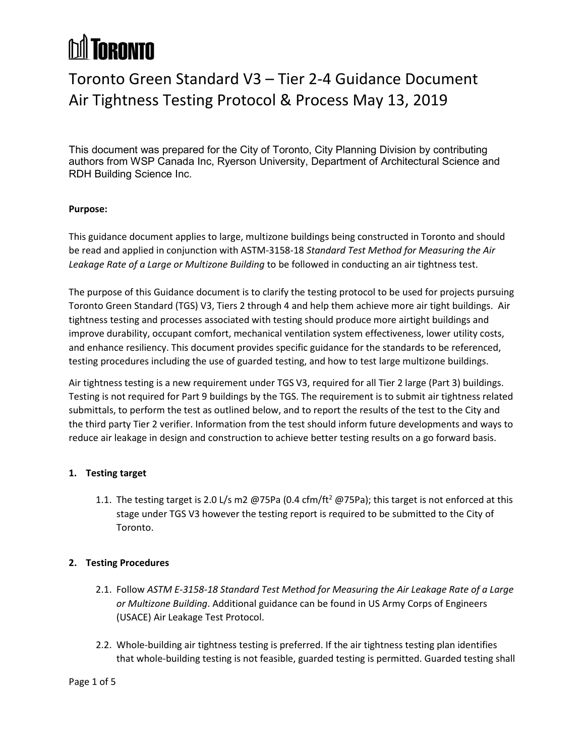# TORONTO

# Toronto Green Standard V3 – Tier 2-4 Guidance Document Air Tightness Testing Protocol & Process May 13, 2019

This document was prepared for the City of Toronto, City Planning Division by contributing authors from WSP Canada Inc, Ryerson University, Department of Architectural Science and RDH Building Science Inc.

**Purpose:**

This guidance document applies to large, multizone buildings being constructed in Toronto and should be read and applied in conjunction with ASTM-3158-18 *Standard Test Method for Measuring the Air Leakage Rate of a Large or Multizone Building* to be followed in conducting an air tightness test.

The purpose of this Guidance document is to clarify the testing protocol to be used for projects pursuing Toronto Green Standard (TGS) V3, Tiers 2 through 4 and help them achieve more air tight buildings. Air tightness testing and processes associated with testing should produce more airtight buildings and improve durability, occupant comfort, mechanical ventilation system effectiveness, lower utility costs, and enhance resiliency. This document provides specific guidance for the standards to be referenced, testing procedures including the use of guarded testing, and how to test large multizone buildings.

Air tightness testing is a new requirement under TGS V3, required for all Tier 2 large (Part 3) buildings. Testing is not required for Part 9 buildings by the TGS. The requirement is to submit air tightness related submittals, to perform the test as outlined below, and to report the results of the test to the City and the third party Tier 2 verifier. Information from the test should inform future developments and ways to reduce air leakage in design and construction to achieve better testing results on a go forward basis.

## 1. Testing target

1.1. The testing target is 2.0 L/s m2 @75Pa (0.4 cfm/ft$^2$ @75Pa); this target is not enforced at this stage under TGS V3 however the testing report is required to be submitted to the City of Toronto.

## 2. Testing Procedures

2.1. Follow *ASTM E-3158-18 Standard Test Method for Measuring the Air Leakage Rate of a Large or Multizone Building*. Additional guidance can be found in US Army Corps of Engineers (USACE) Air Leakage Test Protocol.

2.2. Whole-building air tightness testing is preferred. If the air tightness testing plan identifies that whole-building testing is not feasible, guarded testing is permitted. Guarded testing shall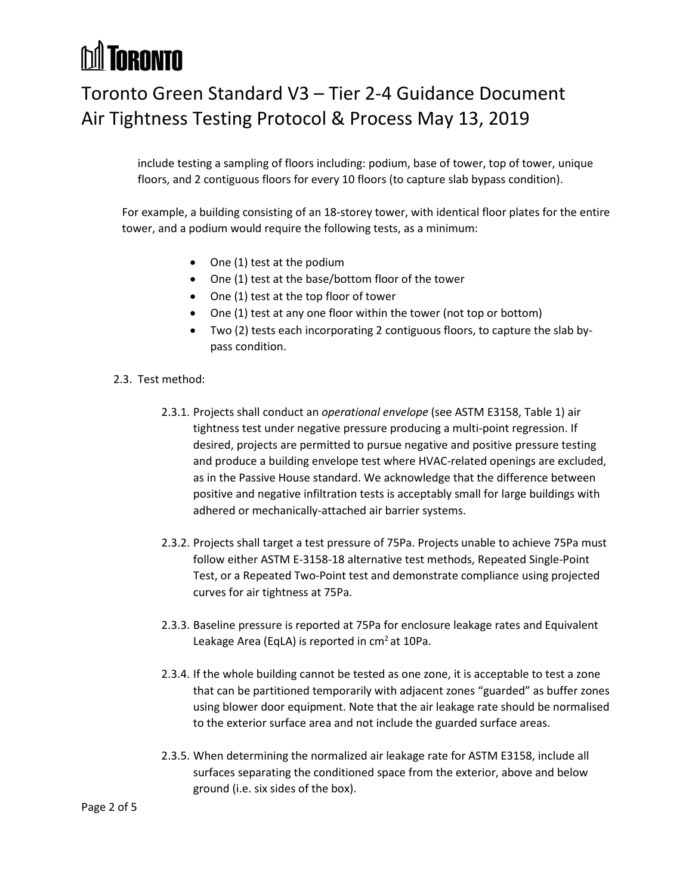include testing a sampling of floors including: podium, base of tower, top of tower, unique floors, and 2 contiguous floors for every 10 floors (to capture slab bypass condition).

For example, a building consisting of an 18-storey tower, with identical floor plates for the entire tower, and a podium would require the following tests, as a minimum:

- One (1) test at the podium
- One (1) test at the base/bottom floor of the tower
- One (1) test at the top floor of tower
- One (1) test at any one floor within the tower (not top or bottom)
- Two (2) tests each incorporating 2 contiguous floors, to capture the slab by-pass condition.

2.3. Test method:

2.3.1. Projects shall conduct an *operational envelope* (see ASTM E3158, Table 1) air tightness test under negative pressure producing a multi-point regression. If desired, projects are permitted to pursue negative and positive pressure testing and produce a building envelope test where HVAC-related openings are excluded, as in the Passive House standard. We acknowledge that the difference between positive and negative infiltration tests is acceptably small for large buildings with adhered or mechanically-attached air barrier systems.

2.3.2. Projects shall target a test pressure of 75Pa. Projects unable to achieve 75Pa must follow either ASTM E-3158-18 alternative test methods, Repeated Single-Point Test, or a Repeated Two-Point test and demonstrate compliance using projected curves for air tightness at 75Pa.

2.3.3. Baseline pressure is reported at 75Pa for enclosure leakage rates and Equivalent Leakage Area (EqLA) is reported in $cm^2$ at 10Pa.

2.3.4. If the whole building cannot be tested as one zone, it is acceptable to test a zone that can be partitioned temporarily with adjacent zones "guarded" as buffer zones using blower door equipment. Note that the air leakage rate should be normalised to the exterior surface area and not include the guarded surface areas.

2.3.5. When determining the normalized air leakage rate for ASTM E3158, include all surfaces separating the conditioned space from the exterior, above and below ground (i.e. six sides of the box).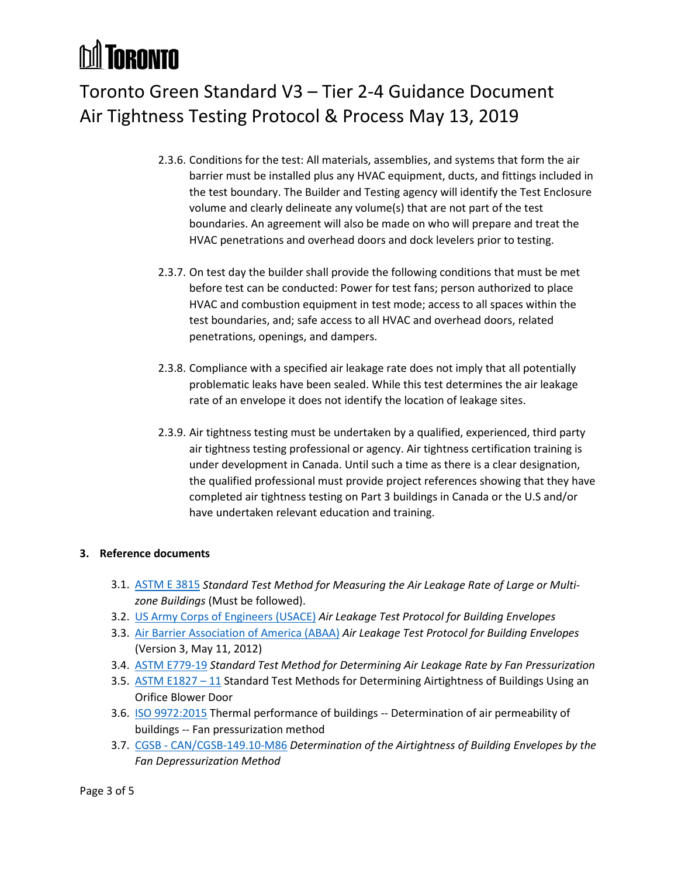2.3.6. Conditions for the test: All materials, assemblies, and systems that form the air barrier must be installed plus any HVAC equipment, ducts, and fittings included in the test boundary. The Builder and Testing agency will identify the Test Enclosure volume and clearly delineate any volume(s) that are not part of the test boundaries. An agreement will also be made on who will prepare and treat the HVAC penetrations and overhead doors and dock levelers prior to testing.

2.3.7. On test day the builder shall provide the following conditions that must be met before test can be conducted: Power for test fans; person authorized to place HVAC and combustion equipment in test mode; access to all spaces within the test boundaries, and; safe access to all HVAC and overhead doors, related penetrations, openings, and dampers.

2.3.8. Compliance with a specified air leakage rate does not imply that all potentially problematic leaks have been sealed. While this test determines the air leakage rate of an envelope it does not identify the location of leakage sites.

2.3.9. Air tightness testing must be undertaken by a qualified, experienced, third party air tightness testing professional or agency. Air tightness certification training is under development in Canada. Until such a time as there is a clear designation, the qualified professional must provide project references showing that they have completed air tightness testing on Part 3 buildings in Canada or the U.S and/or have undertaken relevant education and training.

**3. Reference documents**

3.1. ASTM E 3815 *Standard Test Method for Measuring the Air Leakage Rate of Large or Multi-zone Buildings* (Must be followed).

3.2. US Army Corps of Engineers (USACE) *Air Leakage Test Protocol for Building Envelopes*

3.3. Air Barrier Association of America (ABAA) *Air Leakage Test Protocol for Building Envelopes* (Version 3, May 11, 2012)

3.4. ASTM E779-19 *Standard Test Method for Determining Air Leakage Rate by Fan Pressurization*

3.5. ASTM E1827 – 11 Standard Test Methods for Determining Airtightness of Buildings Using an Orifice Blower Door

3.6. ISO 9972:2015 Thermal performance of buildings -- Determination of air permeability of buildings -- Fan pressurization method

3.7. CGSB - CAN/CGSB-149.10-M86 *Determination of the Airtightness of Building Envelopes by the Fan Depressurization Method*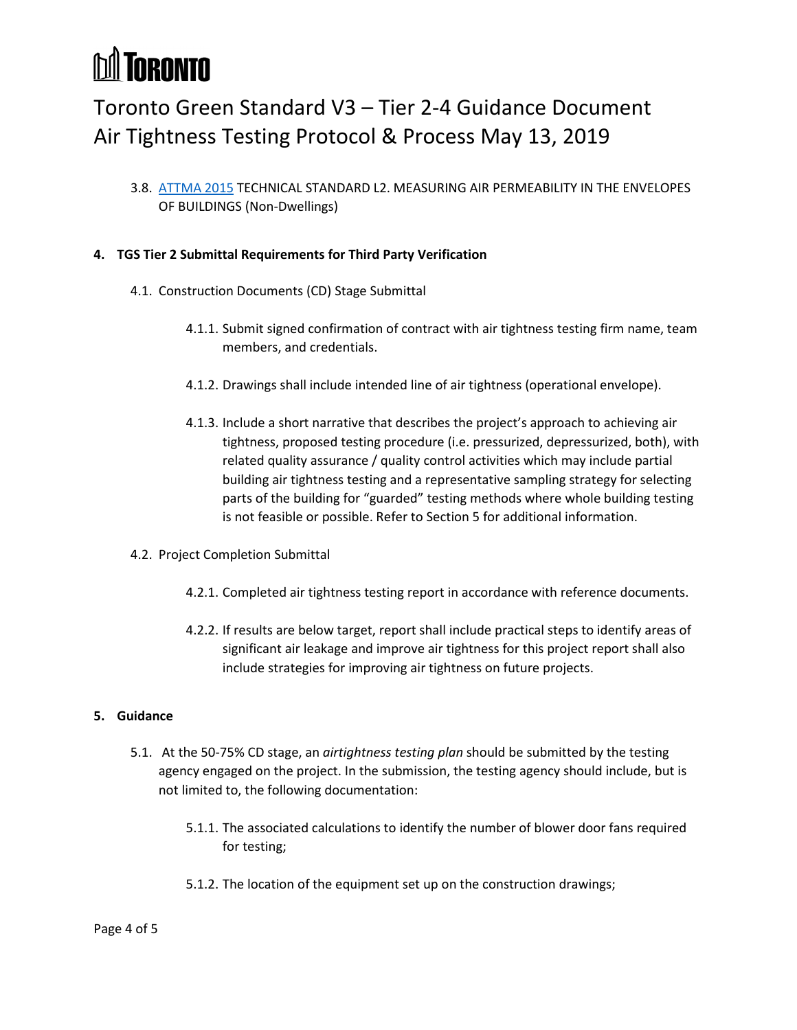3.8. [ATTMA 2015](ATTMA 2015) TECHNICAL STANDARD L2. MEASURING AIR PERMEABILITY IN THE ENVELOPES OF BUILDINGS (Non-Dwellings)

## 4. TGS Tier 2 Submittal Requirements for Third Party Verification

4.1. Construction Documents (CD) Stage Submittal

4.1.1. Submit signed confirmation of contract with air tightness testing firm name, team members, and credentials.

4.1.2. Drawings shall include intended line of air tightness (operational envelope).

4.1.3. Include a short narrative that describes the project's approach to achieving air tightness, proposed testing procedure (i.e. pressurized, depressurized, both), with related quality assurance / quality control activities which may include partial building air tightness testing and a representative sampling strategy for selecting parts of the building for "guarded" testing methods where whole building testing is not feasible or possible. Refer to Section 5 for additional information.

4.2. Project Completion Submittal

4.2.1. Completed air tightness testing report in accordance with reference documents.

4.2.2. If results are below target, report shall include practical steps to identify areas of significant air leakage and improve air tightness for this project report shall also include strategies for improving air tightness on future projects.

## 5. Guidance

5.1. At the 50-75% CD stage, an *airtightness testing plan* should be submitted by the testing agency engaged on the project. In the submission, the testing agency should include, but is not limited to, the following documentation:

5.1.1. The associated calculations to identify the number of blower door fans required for testing;

5.1.2. The location of the equipment set up on the construction drawings;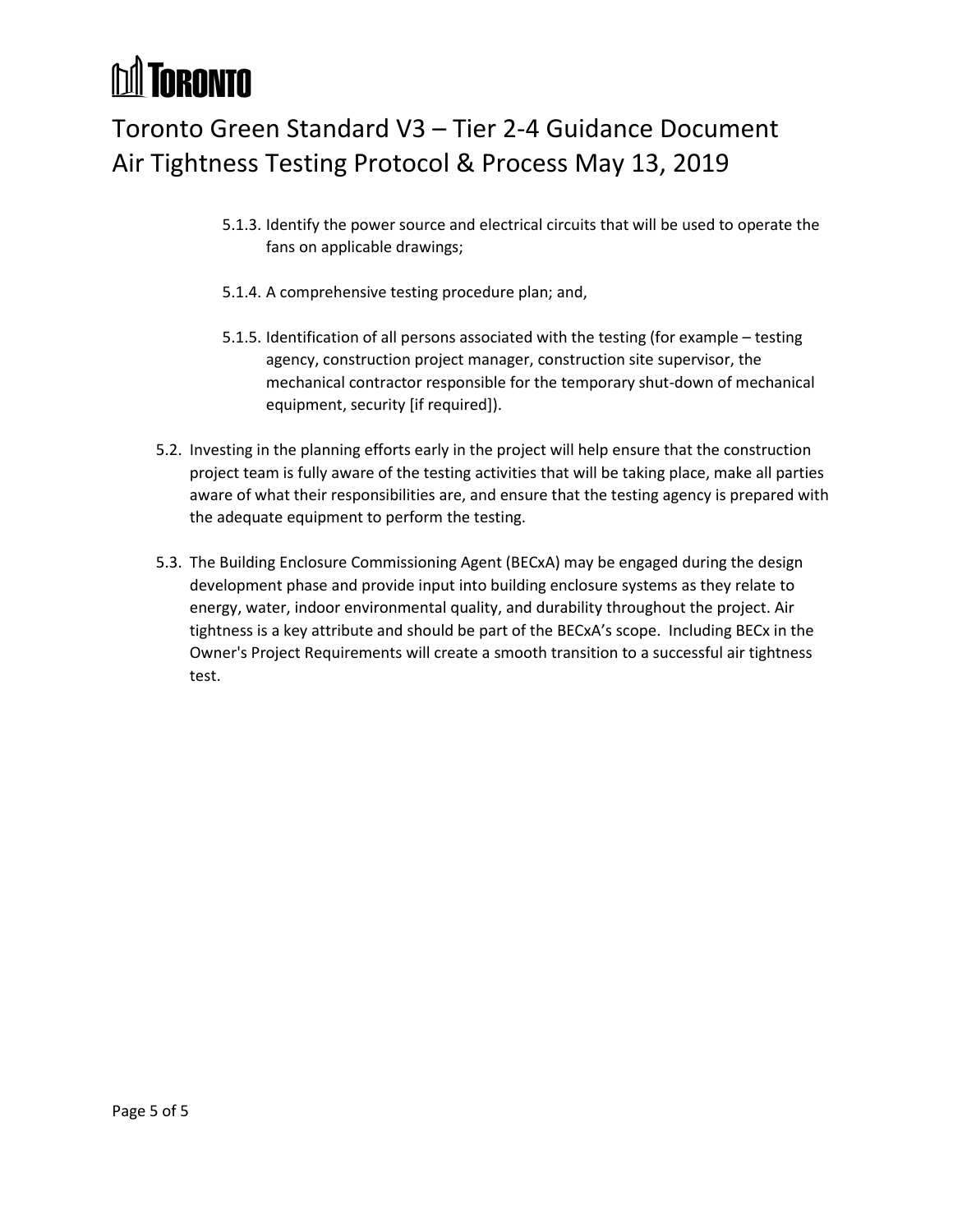5.1.3. Identify the power source and electrical circuits that will be used to operate the fans on applicable drawings;

5.1.4. A comprehensive testing procedure plan; and,

5.1.5. Identification of all persons associated with the testing (for example – testing agency, construction project manager, construction site supervisor, the mechanical contractor responsible for the temporary shut-down of mechanical equipment, security [if required]).

5.2. Investing in the planning efforts early in the project will help ensure that the construction project team is fully aware of the testing activities that will be taking place, make all parties aware of what their responsibilities are, and ensure that the testing agency is prepared with the adequate equipment to perform the testing.

5.3. The Building Enclosure Commissioning Agent (BECxA) may be engaged during the design development phase and provide input into building enclosure systems as they relate to energy, water, indoor environmental quality, and durability throughout the project. Air tightness is a key attribute and should be part of the BECxA's scope. Including BECx in the Owner's Project Requirements will create a smooth transition to a successful air tightness test.